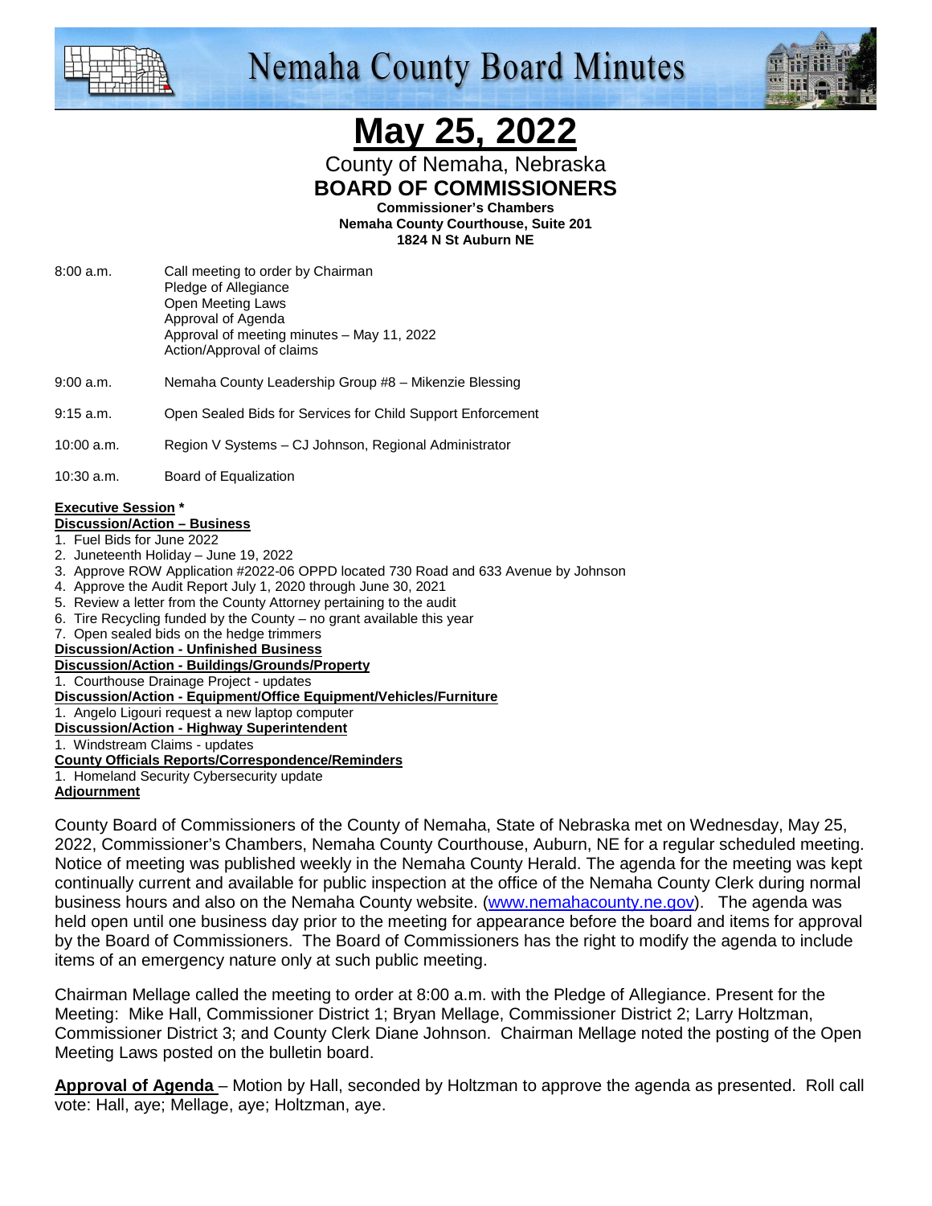# Nemaha County Board Minutes

# May 25, 2022

County of Nemaha, Nebraska

**BOARD OF COMMISSIONERS**

**Commissioner's Chambers**
**Nemaha County Courthouse, Suite 201**
**1824 N St Auburn NE**

8:00 a.m. Call meeting to order by Chairman
Pledge of Allegiance
Open Meeting Laws
Approval of Agenda
Approval of meeting minutes – May 11, 2022
Action/Approval of claims

9:00 a.m. Nemaha County Leadership Group #8 – Mikenzie Blessing

9:15 a.m. Open Sealed Bids for Services for Child Support Enforcement

10:00 a.m. Region V Systems – CJ Johnson, Regional Administrator

10:30 a.m. Board of Equalization

**Executive Session** *

**Discussion/Action – Business**

1. Fuel Bids for June 2022
2. Juneteenth Holiday – June 19, 2022
3. Approve ROW Application #2022-06 OPPD located 730 Road and 633 Avenue by Johnson
4. Approve the Audit Report July 1, 2020 through June 30, 2021
5. Review a letter from the County Attorney pertaining to the audit
6. Tire Recycling funded by the County – no grant available this year
7. Open sealed bids on the hedge trimmers

**Discussion/Action - Unfinished Business**

**Discussion/Action - Buildings/Grounds/Property**

1. Courthouse Drainage Project - updates

**Discussion/Action - Equipment/Office Equipment/Vehicles/Furniture**

1. Angelo Ligouri request a new laptop computer

**Discussion/Action - Highway Superintendent**

1. Windstream Claims - updates

**County Officials Reports/Correspondence/Reminders**

1. Homeland Security Cybersecurity update

**Adjournment**

County Board of Commissioners of the County of Nemaha, State of Nebraska met on Wednesday, May 25, 2022, Commissioner's Chambers, Nemaha County Courthouse, Auburn, NE for a regular scheduled meeting. Notice of meeting was published weekly in the Nemaha County Herald. The agenda for the meeting was kept continually current and available for public inspection at the office of the Nemaha County Clerk during normal business hours and also on the Nemaha County website. (www.nemahacounty.ne.gov). The agenda was held open until one business day prior to the meeting for appearance before the board and items for approval by the Board of Commissioners. The Board of Commissioners has the right to modify the agenda to include items of an emergency nature only at such public meeting.

Chairman Mellage called the meeting to order at 8:00 a.m. with the Pledge of Allegiance. Present for the Meeting: Mike Hall, Commissioner District 1; Bryan Mellage, Commissioner District 2; Larry Holtzman, Commissioner District 3; and County Clerk Diane Johnson. Chairman Mellage noted the posting of the Open Meeting Laws posted on the bulletin board.

**Approval of Agenda** – Motion by Hall, seconded by Holtzman to approve the agenda as presented. Roll call vote: Hall, aye; Mellage, aye; Holtzman, aye.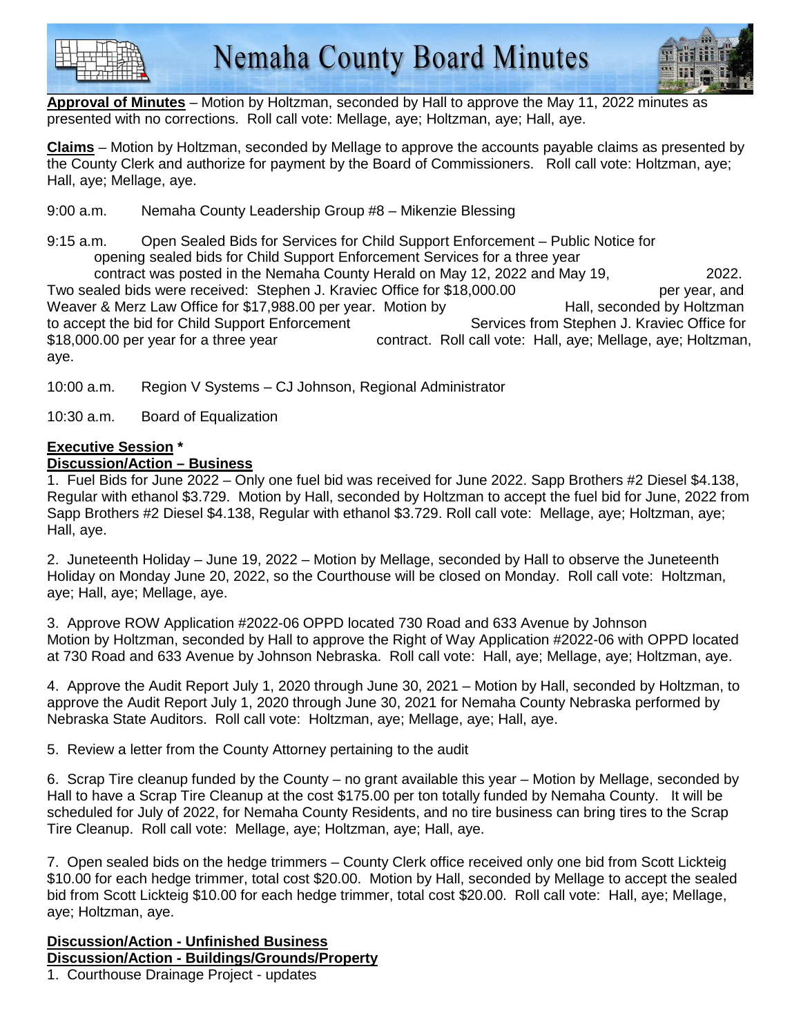**Approval of Minutes** – Motion by Holtzman, seconded by Hall to approve the May 11, 2022 minutes as presented with no corrections. Roll call vote: Mellage, aye; Holtzman, aye; Hall, aye.

**Claims** – Motion by Holtzman, seconded by Mellage to approve the accounts payable claims as presented by the County Clerk and authorize for payment by the Board of Commissioners. Roll call vote: Holtzman, aye; Hall, aye; Mellage, aye.

9:00 a.m. Nemaha County Leadership Group #8 – Mikenzie Blessing

9:15 a.m. Open Sealed Bids for Services for Child Support Enforcement – Public Notice for opening sealed bids for Child Support Enforcement Services for a three year contract was posted in the Nemaha County Herald on May 12, 2022 and May 19, 2022. Two sealed bids were received: Stephen J. Kraviec Office for $18,000.00 per year, and Weaver & Merz Law Office for $17,988.00 per year. Motion by Hall, seconded by Holtzman to accept the bid for Child Support Enforcement Services from Stephen J. Kraviec Office for $18,000.00 per year for a three year contract. Roll call vote: Hall, aye; Mellage, aye; Holtzman, aye.

10:00 a.m. Region V Systems – CJ Johnson, Regional Administrator

10:30 a.m. Board of Equalization

**Executive Session \***

**Discussion/Action – Business**

1. Fuel Bids for June 2022 – Only one fuel bid was received for June 2022. Sapp Brothers #2 Diesel $4.138, Regular with ethanol $3.729. Motion by Hall, seconded by Holtzman to accept the fuel bid for June, 2022 from Sapp Brothers #2 Diesel $4.138, Regular with ethanol $3.729. Roll call vote: Mellage, aye; Holtzman, aye; Hall, aye.

2. Juneteenth Holiday – June 19, 2022 – Motion by Mellage, seconded by Hall to observe the Juneteenth Holiday on Monday June 20, 2022, so the Courthouse will be closed on Monday. Roll call vote: Holtzman, aye; Hall, aye; Mellage, aye.

3. Approve ROW Application #2022-06 OPPD located 730 Road and 633 Avenue by Johnson
Motion by Holtzman, seconded by Hall to approve the Right of Way Application #2022-06 with OPPD located at 730 Road and 633 Avenue by Johnson Nebraska. Roll call vote: Hall, aye; Mellage, aye; Holtzman, aye.

4. Approve the Audit Report July 1, 2020 through June 30, 2021 – Motion by Hall, seconded by Holtzman, to approve the Audit Report July 1, 2020 through June 30, 2021 for Nemaha County Nebraska performed by Nebraska State Auditors. Roll call vote: Holtzman, aye; Mellage, aye; Hall, aye.

5. Review a letter from the County Attorney pertaining to the audit

6. Scrap Tire cleanup funded by the County – no grant available this year – Motion by Mellage, seconded by Hall to have a Scrap Tire Cleanup at the cost $175.00 per ton totally funded by Nemaha County. It will be scheduled for July of 2022, for Nemaha County Residents, and no tire business can bring tires to the Scrap Tire Cleanup. Roll call vote: Mellage, aye; Holtzman, aye; Hall, aye.

7. Open sealed bids on the hedge trimmers – County Clerk office received only one bid from Scott Lickteig $10.00 for each hedge trimmer, total cost $20.00. Motion by Hall, seconded by Mellage to accept the sealed bid from Scott Lickteig $10.00 for each hedge trimmer, total cost $20.00. Roll call vote: Hall, aye; Mellage, aye; Holtzman, aye.

**Discussion/Action - Unfinished Business**

**Discussion/Action - Buildings/Grounds/Property**

1. Courthouse Drainage Project - updates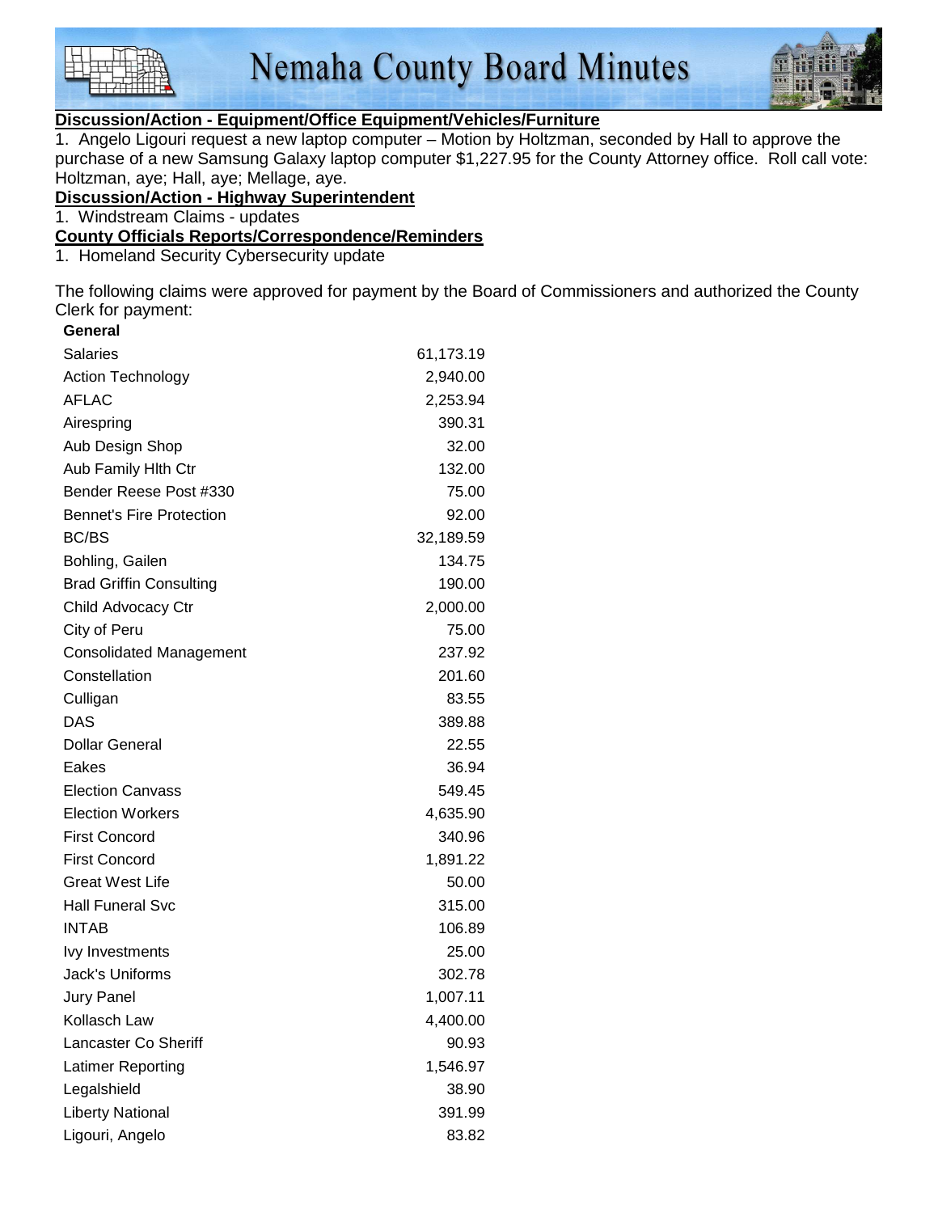**Discussion/Action - Equipment/Office Equipment/Vehicles/Furniture**

1. Angelo Ligouri request a new laptop computer – Motion by Holtzman, seconded by Hall to approve the purchase of a new Samsung Galaxy laptop computer $1,227.95 for the County Attorney office. Roll call vote: Holtzman, aye; Hall, aye; Mellage, aye.

**Discussion/Action - Highway Superintendent**

1. Windstream Claims - updates

**County Officials Reports/Correspondence/Reminders**

1. Homeland Security Cybersecurity update

The following claims were approved for payment by the Board of Commissioners and authorized the County Clerk for payment:

| General | |
|---|---|
| Salaries | 61,173.19 |
| Action Technology | 2,940.00 |
| AFLAC | 2,253.94 |
| Airespring | 390.31 |
| Aub Design Shop | 32.00 |
| Aub Family Hlth Ctr | 132.00 |
| Bender Reese Post #330 | 75.00 |
| Bennet's Fire Protection | 92.00 |
| BC/BS | 32,189.59 |
| Bohling, Gailen | 134.75 |
| Brad Griffin Consulting | 190.00 |
| Child Advocacy Ctr | 2,000.00 |
| City of Peru | 75.00 |
| Consolidated Management | 237.92 |
| Constellation | 201.60 |
| Culligan | 83.55 |
| DAS | 389.88 |
| Dollar General | 22.55 |
| Eakes | 36.94 |
| Election Canvass | 549.45 |
| Election Workers | 4,635.90 |
| First Concord | 340.96 |
| First Concord | 1,891.22 |
| Great West Life | 50.00 |
| Hall Funeral Svc | 315.00 |
| INTAB | 106.89 |
| Ivy Investments | 25.00 |
| Jack's Uniforms | 302.78 |
| Jury Panel | 1,007.11 |
| Kollasch Law | 4,400.00 |
| Lancaster Co Sheriff | 90.93 |
| Latimer Reporting | 1,546.97 |
| Legalshield | 38.90 |
| Liberty National | 391.99 |
| Ligouri, Angelo | 83.82 |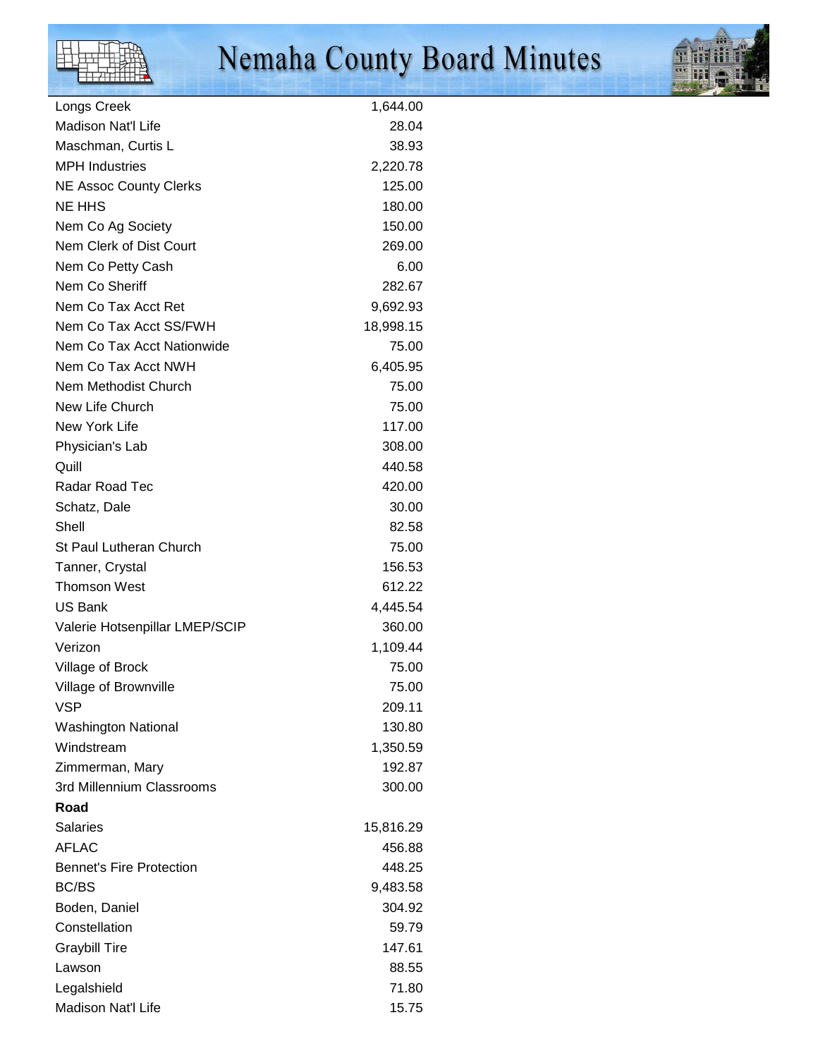| | |
|---|---|
| Longs Creek | 1,644.00 |
| Madison Nat'l Life | 28.04 |
| Maschman, Curtis L | 38.93 |
| MPH Industries | 2,220.78 |
| NE Assoc County Clerks | 125.00 |
| NE HHS | 180.00 |
| Nem Co Ag Society | 150.00 |
| Nem Clerk of Dist Court | 269.00 |
| Nem Co Petty Cash | 6.00 |
| Nem Co Sheriff | 282.67 |
| Nem Co Tax Acct Ret | 9,692.93 |
| Nem Co Tax Acct SS/FWH | 18,998.15 |
| Nem Co Tax Acct Nationwide | 75.00 |
| Nem Co Tax Acct NWH | 6,405.95 |
| Nem Methodist Church | 75.00 |
| New Life Church | 75.00 |
| New York Life | 117.00 |
| Physician's Lab | 308.00 |
| Quill | 440.58 |
| Radar Road Tec | 420.00 |
| Schatz, Dale | 30.00 |
| Shell | 82.58 |
| St Paul Lutheran Church | 75.00 |
| Tanner, Crystal | 156.53 |
| Thomson West | 612.22 |
| US Bank | 4,445.54 |
| Valerie Hotsenpillar LMEP/SCIP | 360.00 |
| Verizon | 1,109.44 |
| Village of Brock | 75.00 |
| Village of Brownville | 75.00 |
| VSP | 209.11 |
| Washington National | 130.80 |
| Windstream | 1,350.59 |
| Zimmerman, Mary | 192.87 |
| 3rd Millennium Classrooms | 300.00 |
| **Road** | |
| Salaries | 15,816.29 |
| AFLAC | 456.88 |
| Bennet's Fire Protection | 448.25 |
| BC/BS | 9,483.58 |
| Boden, Daniel | 304.92 |
| Constellation | 59.79 |
| Graybill Tire | 147.61 |
| Lawson | 88.55 |
| Legalshield | 71.80 |
| Madison Nat'l Life | 15.75 |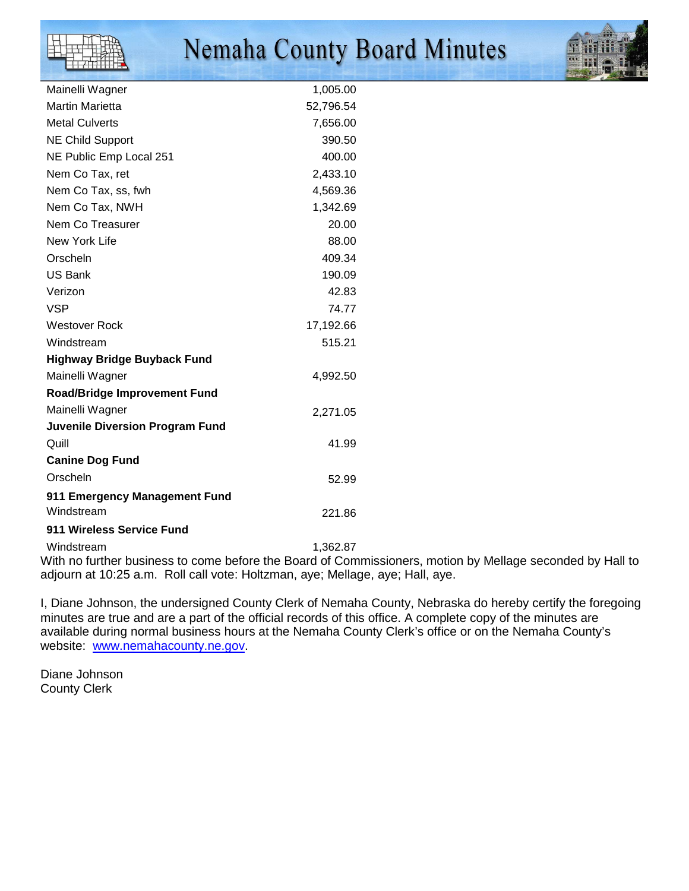| | |
|---|---|
| Mainelli Wagner | 1,005.00 |
| Martin Marietta | 52,796.54 |
| Metal Culverts | 7,656.00 |
| NE Child Support | 390.50 |
| NE Public Emp Local 251 | 400.00 |
| Nem Co Tax, ret | 2,433.10 |
| Nem Co Tax, ss, fwh | 4,569.36 |
| Nem Co Tax, NWH | 1,342.69 |
| Nem Co Treasurer | 20.00 |
| New York Life | 88.00 |
| Orscheln | 409.34 |
| US Bank | 190.09 |
| Verizon | 42.83 |
| VSP | 74.77 |
| Westover Rock | 17,192.66 |
| Windstream | 515.21 |
| **Highway Bridge Buyback Fund** | |
| Mainelli Wagner | 4,992.50 |
| **Road/Bridge Improvement Fund** | |
| Mainelli Wagner | 2,271.05 |
| **Juvenile Diversion Program Fund** | |
| Quill | 41.99 |
| **Canine Dog Fund** | |
| Orscheln | 52.99 |
| **911 Emergency Management Fund** | |
| Windstream | 221.86 |
| **911 Wireless Service Fund** | |
| Windstream | 1,362.87 |

With no further business to come before the Board of Commissioners, motion by Mellage seconded by Hall to adjourn at 10:25 a.m. Roll call vote: Holtzman, aye; Mellage, aye; Hall, aye.

I, Diane Johnson, the undersigned County Clerk of Nemaha County, Nebraska do hereby certify the foregoing minutes are true and are a part of the official records of this office. A complete copy of the minutes are available during normal business hours at the Nemaha County Clerk's office or on the Nemaha County's website: [www.nemahacounty.ne.gov](http://www.nemahacounty.ne.gov).

Diane Johnson
County Clerk